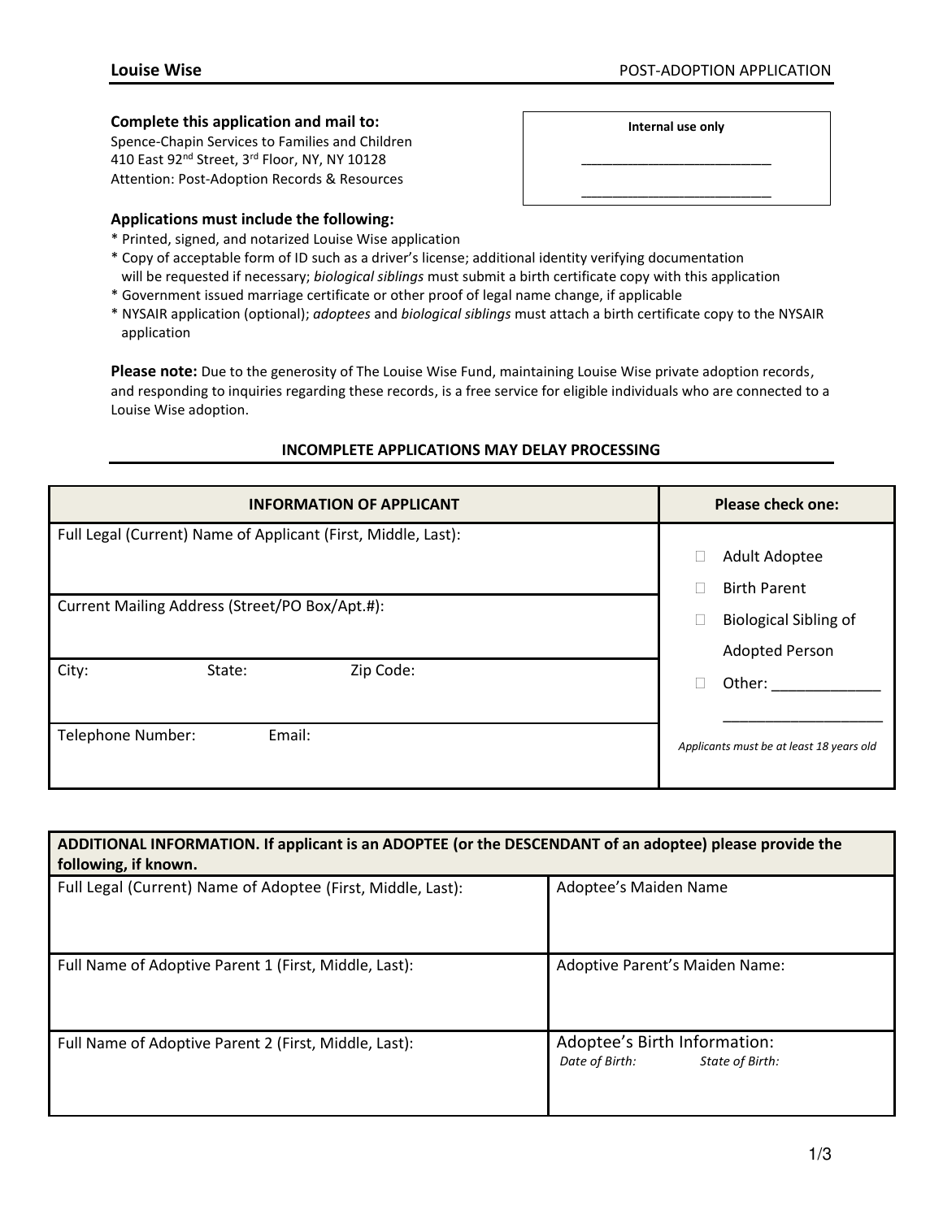**Louise Wise** POST-ADOPTION APPLICATION

**Complete this application and mail to:**
Spence-Chapin Services to Families and Children
410 East 92nd Street, 3rd Floor, NY, NY 10128
Attention: Post-Adoption Records & Resources

| Internal use only |
|---|
| ________________________ |
| ________________________ |

**Applications must include the following:**

* Printed, signed, and notarized Louise Wise application
* Copy of acceptable form of ID such as a driver's license; additional identity verifying documentation will be requested if necessary; *biological siblings* must submit a birth certificate copy with this application
* Government issued marriage certificate or other proof of legal name change, if applicable
* NYSAIR application (optional); *adoptees* and *biological siblings* must attach a birth certificate copy to the NYSAIR application

**Please note:** Due to the generosity of The Louise Wise Fund, maintaining Louise Wise private adoption records, and responding to inquiries regarding these records, is a free service for eligible individuals who are connected to a Louise Wise adoption.

**INCOMPLETE APPLICATIONS MAY DELAY PROCESSING**

| INFORMATION OF APPLICANT | Please check one: |
|---|---|
| Full Legal (Current) Name of Applicant (First, Middle, Last): | ☐ Adult Adoptee<br>☐ Birth Parent<br>☐ Biological Sibling of Adopted Person<br>☐ Other: _____________<br>___________________<br>*Applicants must be at least 18 years old* |
| Current Mailing Address (Street/PO Box/Apt.#): | |
| City: State: Zip Code: | |
| Telephone Number: Email: | |

| ADDITIONAL INFORMATION. If applicant is an ADOPTEE (or the DESCENDANT of an adoptee) please provide the following, if known. | |
|---|---|
| Full Legal (Current) Name of Adoptee (First, Middle, Last): | Adoptee's Maiden Name |
| Full Name of Adoptive Parent 1 (First, Middle, Last): | Adoptive Parent's Maiden Name: |
| Full Name of Adoptive Parent 2 (First, Middle, Last): | Adoptee's Birth Information:<br>*Date of Birth:* *State of Birth:* |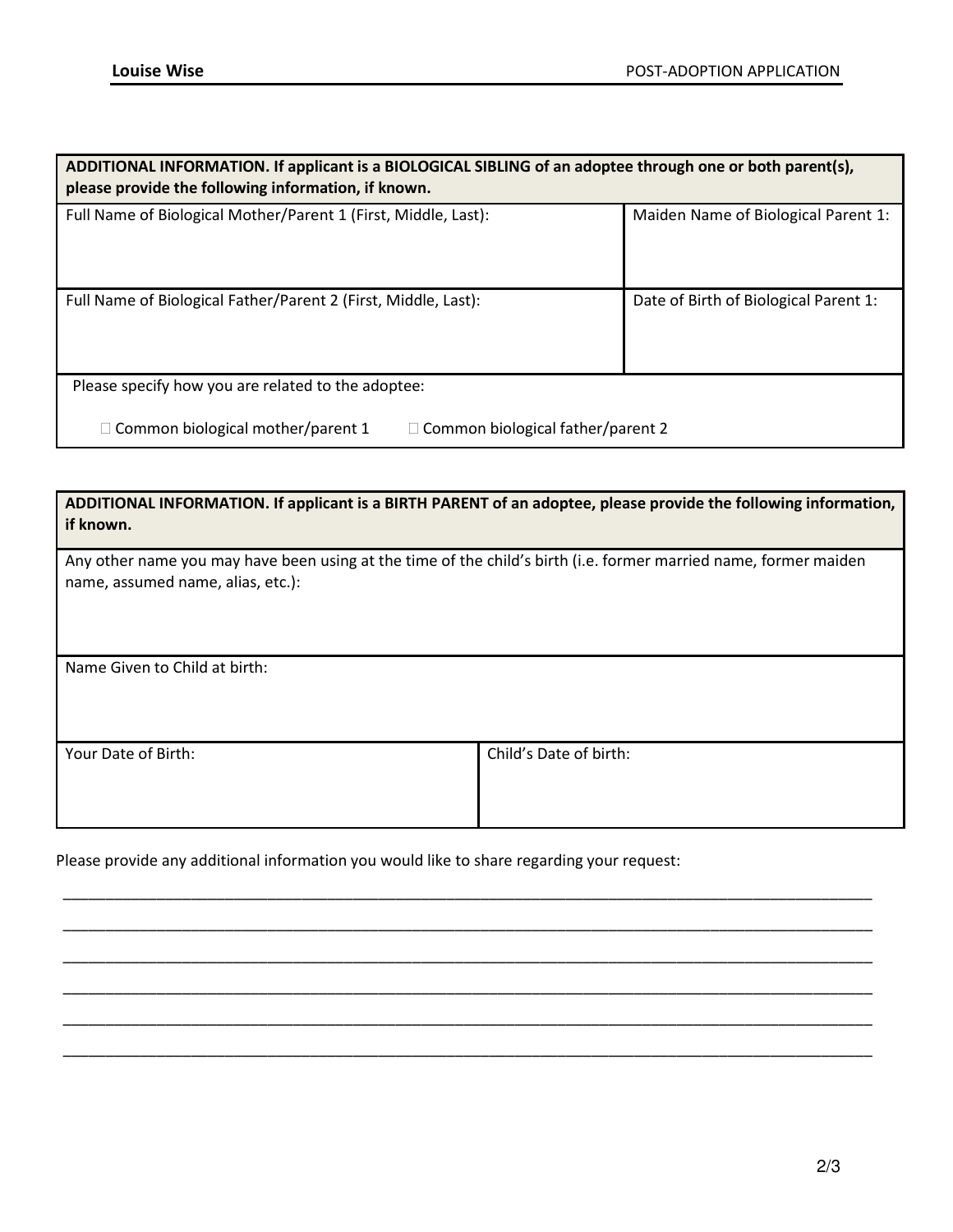| **ADDITIONAL INFORMATION. If applicant is a BIOLOGICAL SIBLING of an adoptee through one or both parent(s), please provide the following information, if known.** | |
| --- | --- |
| Full Name of Biological Mother/Parent 1 (First, Middle, Last): | Maiden Name of Biological Parent 1: |
| Full Name of Biological Father/Parent 2 (First, Middle, Last): | Date of Birth of Biological Parent 1: |
| Please specify how you are related to the adoptee: ☐ Common biological mother/parent 1 ☐ Common biological father/parent 2 | |

| **ADDITIONAL INFORMATION. If applicant is a BIRTH PARENT of an adoptee, please provide the following information, if known.** | |
| --- | --- |
| Any other name you may have been using at the time of the child's birth (i.e. former married name, former maiden name, assumed name, alias, etc.): | |
| Name Given to Child at birth: | |
| Your Date of Birth: | Child's Date of birth: |

Please provide any additional information you would like to share regarding your request:

______________________________________________________________________________________

______________________________________________________________________________________

______________________________________________________________________________________

______________________________________________________________________________________

______________________________________________________________________________________

______________________________________________________________________________________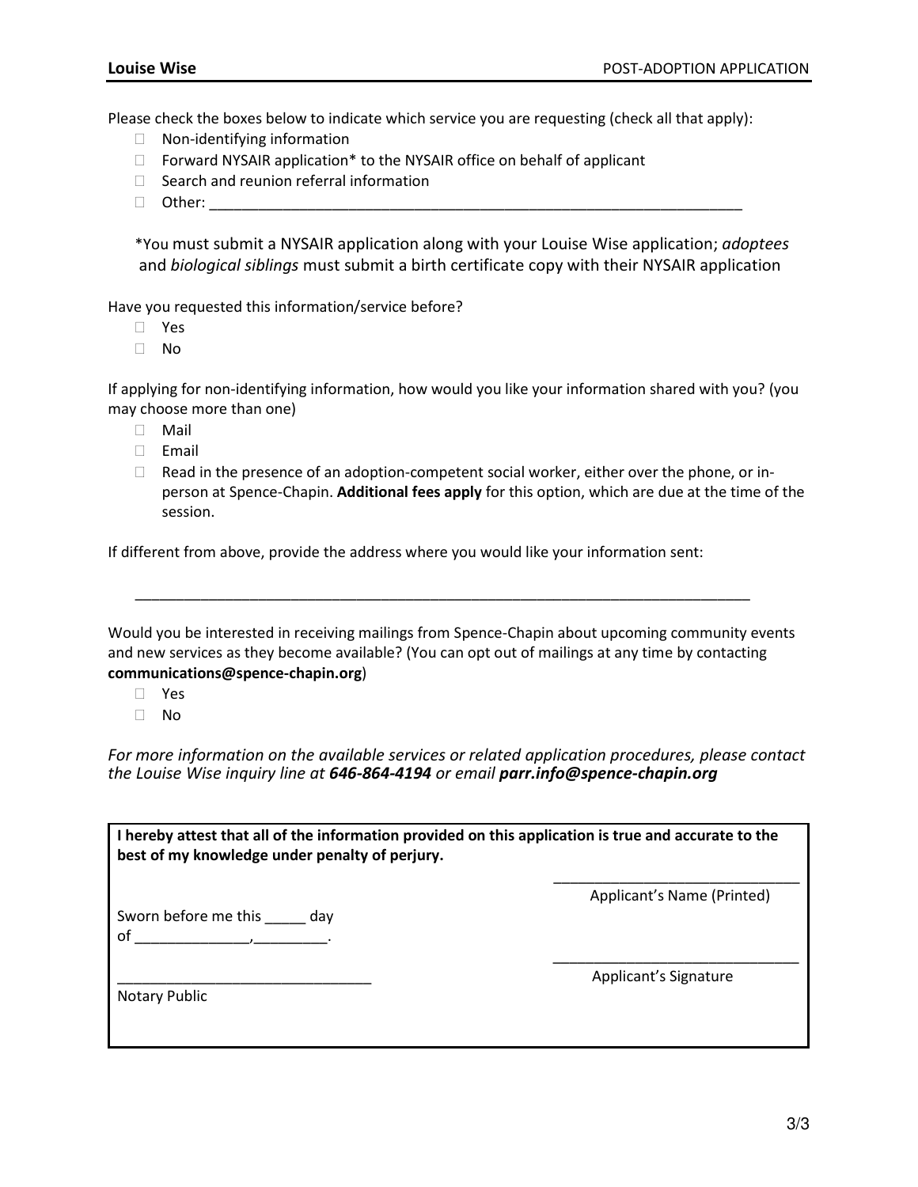Please check the boxes below to indicate which service you are requesting (check all that apply):

- ☐ Non-identifying information
- ☐ Forward NYSAIR application* to the NYSAIR office on behalf of applicant
- ☐ Search and reunion referral information
- ☐ Other: ___________________________________________________________________

*You must submit a NYSAIR application along with your Louise Wise application; *adoptees* and *biological siblings* must submit a birth certificate copy with their NYSAIR application

Have you requested this information/service before?

- ☐ Yes
- ☐ No

If applying for non-identifying information, how would you like your information shared with you? (you may choose more than one)

- ☐ Mail
- ☐ Email
- ☐ Read in the presence of an adoption-competent social worker, either over the phone, or in-person at Spence-Chapin. **Additional fees apply** for this option, which are due at the time of the session.

If different from above, provide the address where you would like your information sent:

_____________________________________________________________________________

Would you be interested in receiving mailings from Spence-Chapin about upcoming community events and new services as they become available? (You can opt out of mailings at any time by contacting **communications@spence-chapin.org**)

- ☐ Yes
- ☐ No

*For more information on the available services or related application procedures, please contact the Louise Wise inquiry line at **646-864-4194** or email **parr.info@spence-chapin.org***

**I hereby attest that all of the information provided on this application is true and accurate to the best of my knowledge under penalty of perjury.**

______________________________
Applicant's Name (Printed)

Sworn before me this _____ day of ______________,_________.

______________________________
Applicant's Signature

______________________________
Notary Public